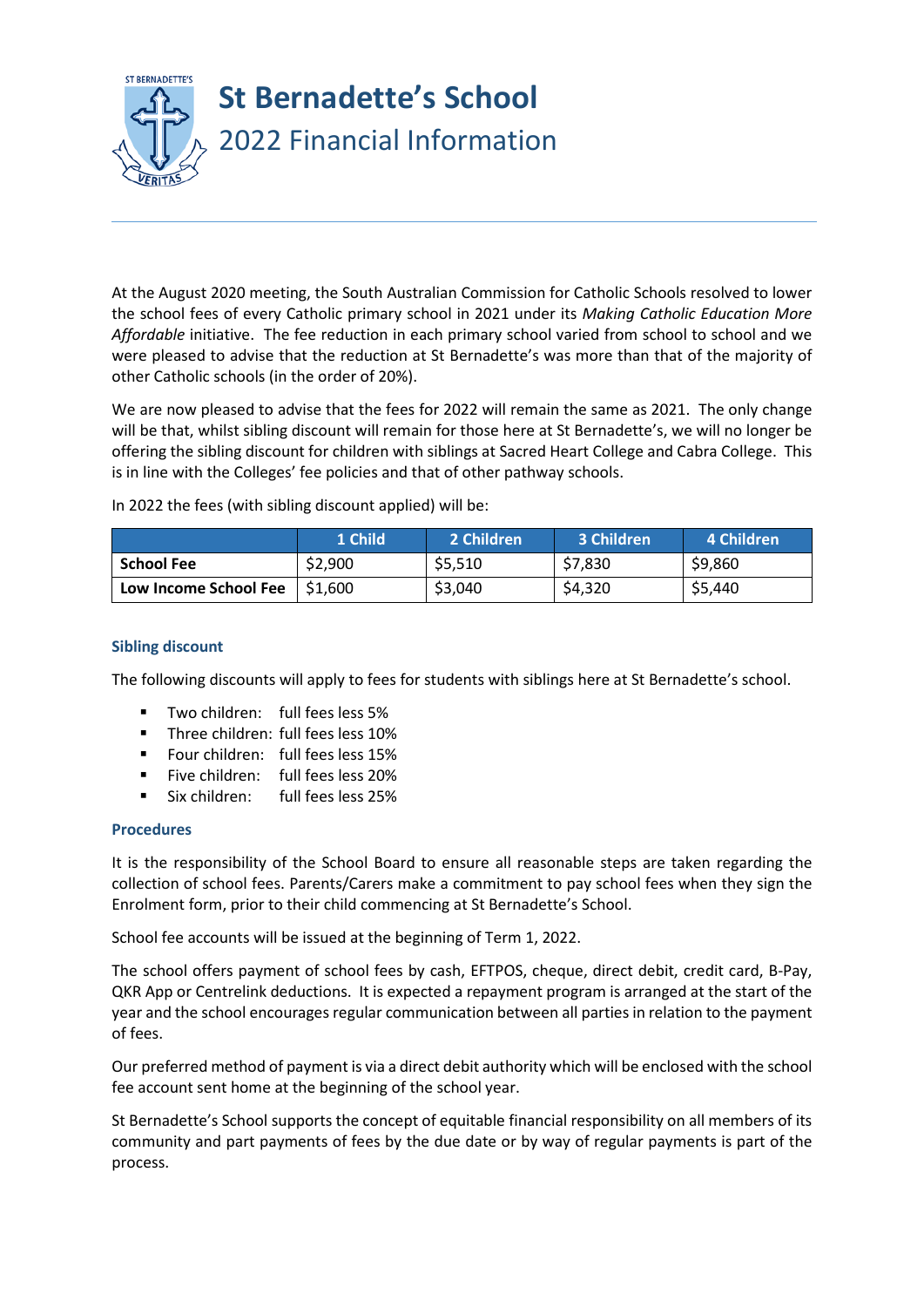# St Bernadette's School

## 2022 Financial Information

At the August 2020 meeting, the South Australian Commission for Catholic Schools resolved to lower the school fees of every Catholic primary school in 2021 under its *Making Catholic Education More Affordable* initiative. The fee reduction in each primary school varied from school to school and we were pleased to advise that the reduction at St Bernadette's was more than that of the majority of other Catholic schools (in the order of 20%).

We are now pleased to advise that the fees for 2022 will remain the same as 2021. The only change will be that, whilst sibling discount will remain for those here at St Bernadette's, we will no longer be offering the sibling discount for children with siblings at Sacred Heart College and Cabra College. This is in line with the Colleges' fee policies and that of other pathway schools.

In 2022 the fees (with sibling discount applied) will be:

| | 1 Child | 2 Children | 3 Children | 4 Children |
|---|---|---|---|---|
| **School Fee** | $2,900 | $5,510 | $7,830 | $9,860 |
| **Low Income School Fee** | $1,600 | $3,040 | $4,320 | $5,440 |

### Sibling discount

The following discounts will apply to fees for students with siblings here at St Bernadette's school.

- Two children: full fees less 5%
- Three children: full fees less 10%
- Four children: full fees less 15%
- Five children: full fees less 20%
- Six children: full fees less 25%

### Procedures

It is the responsibility of the School Board to ensure all reasonable steps are taken regarding the collection of school fees. Parents/Carers make a commitment to pay school fees when they sign the Enrolment form, prior to their child commencing at St Bernadette's School.

School fee accounts will be issued at the beginning of Term 1, 2022.

The school offers payment of school fees by cash, EFTPOS, cheque, direct debit, credit card, B-Pay, QKR App or Centrelink deductions. It is expected a repayment program is arranged at the start of the year and the school encourages regular communication between all parties in relation to the payment of fees.

Our preferred method of payment is via a direct debit authority which will be enclosed with the school fee account sent home at the beginning of the school year.

St Bernadette's School supports the concept of equitable financial responsibility on all members of its community and part payments of fees by the due date or by way of regular payments is part of the process.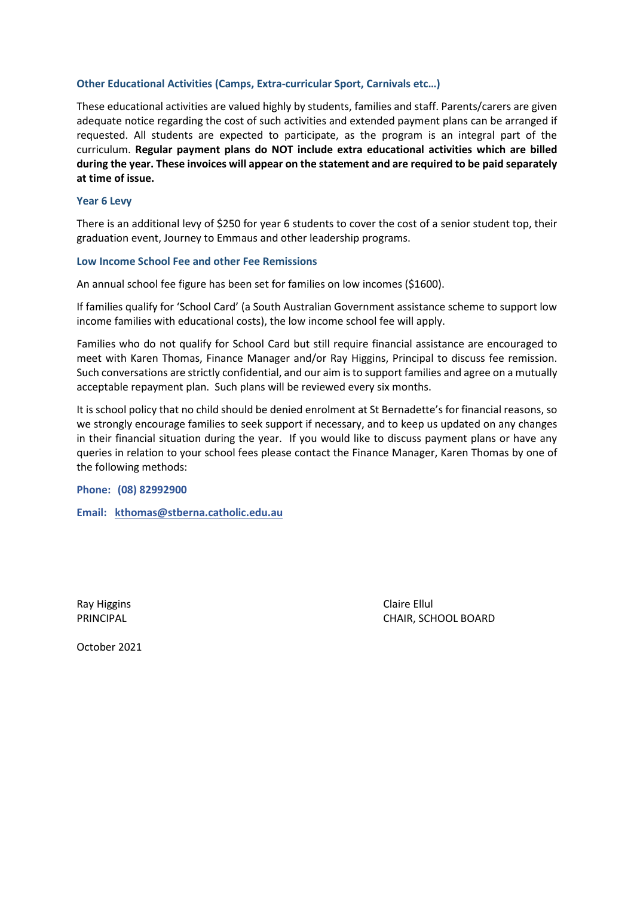### Other Educational Activities (Camps, Extra-curricular Sport, Carnivals etc…)

These educational activities are valued highly by students, families and staff. Parents/carers are given adequate notice regarding the cost of such activities and extended payment plans can be arranged if requested. All students are expected to participate, as the program is an integral part of the curriculum. **Regular payment plans do NOT include extra educational activities which are billed during the year. These invoices will appear on the statement and are required to be paid separately at time of issue.**

### Year 6 Levy

There is an additional levy of $250 for year 6 students to cover the cost of a senior student top, their graduation event, Journey to Emmaus and other leadership programs.

### Low Income School Fee and other Fee Remissions

An annual school fee figure has been set for families on low incomes ($1600).

If families qualify for 'School Card' (a South Australian Government assistance scheme to support low income families with educational costs), the low income school fee will apply.

Families who do not qualify for School Card but still require financial assistance are encouraged to meet with Karen Thomas, Finance Manager and/or Ray Higgins, Principal to discuss fee remission. Such conversations are strictly confidential, and our aim is to support families and agree on a mutually acceptable repayment plan. Such plans will be reviewed every six months.

It is school policy that no child should be denied enrolment at St Bernadette's for financial reasons, so we strongly encourage families to seek support if necessary, and to keep us updated on any changes in their financial situation during the year. If you would like to discuss payment plans or have any queries in relation to your school fees please contact the Finance Manager, Karen Thomas by one of the following methods:

**Phone: (08) 82992900**

**Email: kthomas@stberna.catholic.edu.au**

Ray Higgins
PRINCIPAL

Claire Ellul
CHAIR, SCHOOL BOARD

October 2021